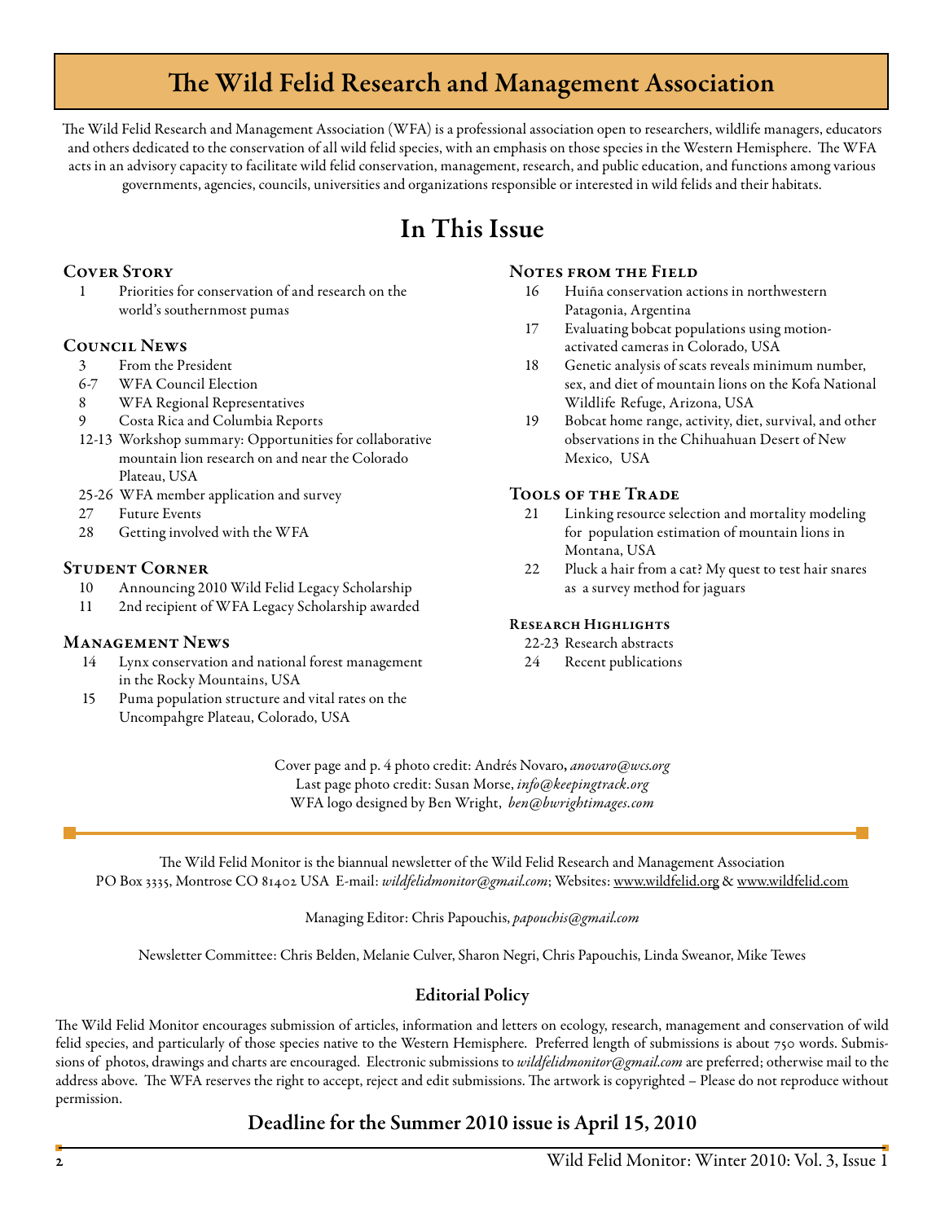# The Wild Felid Research and Management Association

The Wild Felid Research and Management Association (WFA) is a professional association open to researchers, wildlife managers, educators and others dedicated to the conservation of all wild felid species, with an emphasis on those species in the Western Hemisphere. The WFA acts in an advisory capacity to facilitate wild felid conservation, management, research, and public education, and functions among various governments, agencies, councils, universities and organizations responsible or interested in wild felids and their habitats.

## In This Issue

### Cover Story

- 1 Priorities for conservation of and research on the world's southernmost pumas

### Council News

- 3 From the President
- 6-7 WFA Council Election
- 8 WFA Regional Representatives
- 9 Costa Rica and Columbia Reports
- 12-13 Workshop summary: Opportunities for collaborative mountain lion research on and near the Colorado Plateau, USA
- 25-26 WFA member application and survey
- 27 Future Events
- 28 Getting involved with the WFA

### Student Corner

- 10 Announcing 2010 Wild Felid Legacy Scholarship
- 11 2nd recipient of WFA Legacy Scholarship awarded

### Management News

- 14 Lynx conservation and national forest management in the Rocky Mountains, USA
- 15 Puma population structure and vital rates on the Uncompahgre Plateau, Colorado, USA

### Notes from the Field

- 16 Huiña conservation actions in northwestern Patagonia, Argentina
- 17 Evaluating bobcat populations using motion-activated cameras in Colorado, USA
- 18 Genetic analysis of scats reveals minimum number, sex, and diet of mountain lions on the Kofa National Wildlife Refuge, Arizona, USA
- 19 Bobcat home range, activity, diet, survival, and other observations in the Chihuahuan Desert of New Mexico, USA

### Tools of the Trade

- 21 Linking resource selection and mortality modeling for population estimation of mountain lions in Montana, USA
- 22 Pluck a hair from a cat? My quest to test hair snares as a survey method for jaguars

### Research Highlights

- 22-23 Research abstracts
- 24 Recent publications

Cover page and p. 4 photo credit: Andrés Novaro, *anovaro@wcs.org*
Last page photo credit: Susan Morse, *info@keepingtrack.org*
WFA logo designed by Ben Wright, *ben@bwrightimages.com*

---

The Wild Felid Monitor is the biannual newsletter of the Wild Felid Research and Management Association
PO Box 3335, Montrose CO 81402 USA E-mail: *wildfelidmonitor@gmail.com*; Websites: www.wildfelid.org & www.wildfelid.com

Managing Editor: Chris Papouchis, *papouchis@gmail.com*

Newsletter Committee: Chris Belden, Melanie Culver, Sharon Negri, Chris Papouchis, Linda Sweanor, Mike Tewes

### Editorial Policy

The Wild Felid Monitor encourages submission of articles, information and letters on ecology, research, management and conservation of wild felid species, and particularly of those species native to the Western Hemisphere. Preferred length of submissions is about 750 words. Submissions of photos, drawings and charts are encouraged. Electronic submissions to *wildfelidmonitor@gmail.com* are preferred; otherwise mail to the address above. The WFA reserves the right to accept, reject and edit submissions. The artwork is copyrighted – Please do not reproduce without permission.

### Deadline for the Summer 2010 issue is April 15, 2010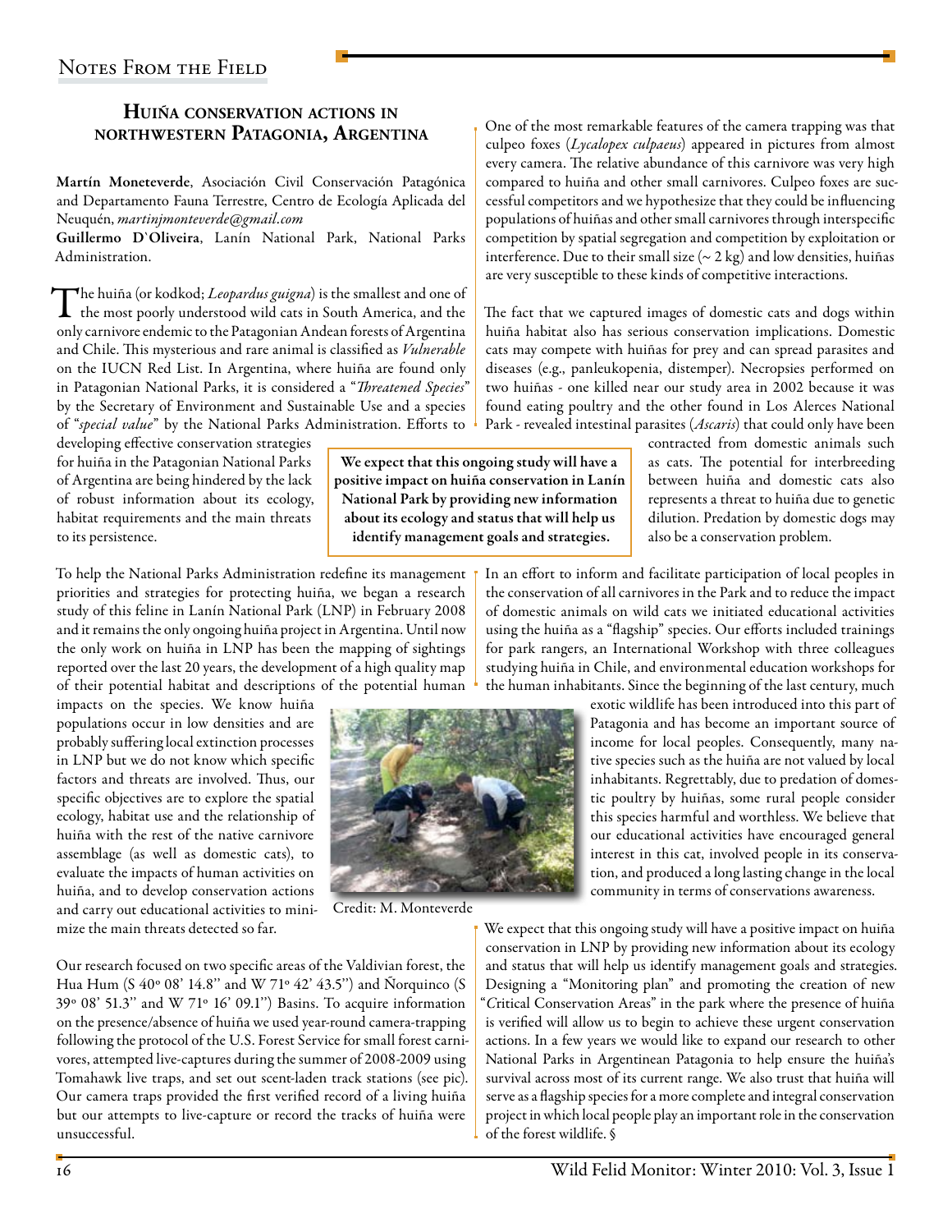## Huiña conservation actions in northwestern Patagonia, Argentina

**Martín Moneteverde**, Asociación Civil Conservación Patagónica and Departamento Fauna Terrestre, Centro de Ecología Aplicada del Neuquén, *martinjmonteverde@gmail.com*
**Guillermo D`Oliveira**, Lanín National Park, National Parks Administration.

The huiña (or kodkod; *Leopardus guigna*) is the smallest and one of the most poorly understood wild cats in South America, and the only carnivore endemic to the Patagonian Andean forests of Argentina and Chile. This mysterious and rare animal is classified as *Vulnerable* on the IUCN Red List. In Argentina, where huiña are found only in Patagonian National Parks, it is considered a "*Threatened Species*" by the Secretary of Environment and Sustainable Use and a species of "*special value*" by the National Parks Administration. Efforts to developing effective conservation strategies for huiña in the Patagonian National Parks of Argentina are being hindered by the lack of robust information about its ecology, habitat requirements and the main threats to its persistence.

**We expect that this ongoing study will have a positive impact on huiña conservation in Lanín National Park by providing new information about its ecology and status that will help us identify management goals and strategies.**

To help the National Parks Administration redefine its management priorities and strategies for protecting huiña, we began a research study of this feline in Lanín National Park (LNP) in February 2008 and it remains the only ongoing huiña project in Argentina. Until now the only work on huiña in LNP has been the mapping of sightings reported over the last 20 years, the development of a high quality map of their potential habitat and descriptions of the potential human impacts on the species. We know huiña populations occur in low densities and are probably suffering local extinction processes in LNP but we do not know which specific factors and threats are involved. Thus, our specific objectives are to explore the spatial ecology, habitat use and the relationship of huiña with the rest of the native carnivore assemblage (as well as domestic cats), to evaluate the impacts of human activities on huiña, and to develop conservation actions and carry out educational activities to minimize the main threats detected so far.

Credit: M. Monteverde

Our research focused on two specific areas of the Valdivian forest, the Hua Hum (S 40º 08' 14.8'' and W 71º 42' 43.5'') and Ñorquinco (S 39º 08' 51.3'' and W 71º 16' 09.1'') Basins. To acquire information on the presence/absence of huiña we used year-round camera-trapping following the protocol of the U.S. Forest Service for small forest carnivores, attempted live-captures during the summer of 2008-2009 using Tomahawk live traps, and set out scent-laden track stations (see pic). Our camera traps provided the first verified record of a living huiña but our attempts to live-capture or record the tracks of huiña were unsuccessful.

One of the most remarkable features of the camera trapping was that culpeo foxes (*Lycalopex culpaeus*) appeared in pictures from almost every camera. The relative abundance of this carnivore was very high compared to huiña and other small carnivores. Culpeo foxes are successful competitors and we hypothesize that they could be influencing populations of huiñas and other small carnivores through interspecific competition by spatial segregation and competition by exploitation or interference. Due to their small size (~ 2 kg) and low densities, huiñas are very susceptible to these kinds of competitive interactions.

The fact that we captured images of domestic cats and dogs within huiña habitat also has serious conservation implications. Domestic cats may compete with huiñas for prey and can spread parasites and diseases (e.g., panleukopenia, distemper). Necropsies performed on two huiñas - one killed near our study area in 2002 because it was found eating poultry and the other found in Los Alerces National Park - revealed intestinal parasites (*Ascaris*) that could only have been contracted from domestic animals such as cats. The potential for interbreeding between huiña and domestic cats also represents a threat to huiña due to genetic dilution. Predation by domestic dogs may also be a conservation problem.

In an effort to inform and facilitate participation of local peoples in the conservation of all carnivores in the Park and to reduce the impact of domestic animals on wild cats we initiated educational activities using the huiña as a "flagship" species. Our efforts included trainings for park rangers, an International Workshop with three colleagues studying huiña in Chile, and environmental education workshops for the human inhabitants. Since the beginning of the last century, much exotic wildlife has been introduced into this part of Patagonia and has become an important source of income for local peoples. Consequently, many native species such as the huiña are not valued by local inhabitants. Regrettably, due to predation of domestic poultry by huiñas, some rural people consider this species harmful and worthless. We believe that our educational activities have encouraged general interest in this cat, involved people in its conservation, and produced a long lasting change in the local community in terms of conservations awareness.

We expect that this ongoing study will have a positive impact on huiña conservation in LNP by providing new information about its ecology and status that will help us identify management goals and strategies. Designing a "Monitoring plan" and promoting the creation of new "Critical Conservation Areas" in the park where the presence of huiña is verified will allow us to begin to achieve these urgent conservation actions. In a few years we would like to expand our research to other National Parks in Argentinean Patagonia to help ensure the huiña's survival across most of its current range. We also trust that huiña will serve as a flagship species for a more complete and integral conservation project in which local people play an important role in the conservation of the forest wildlife. §